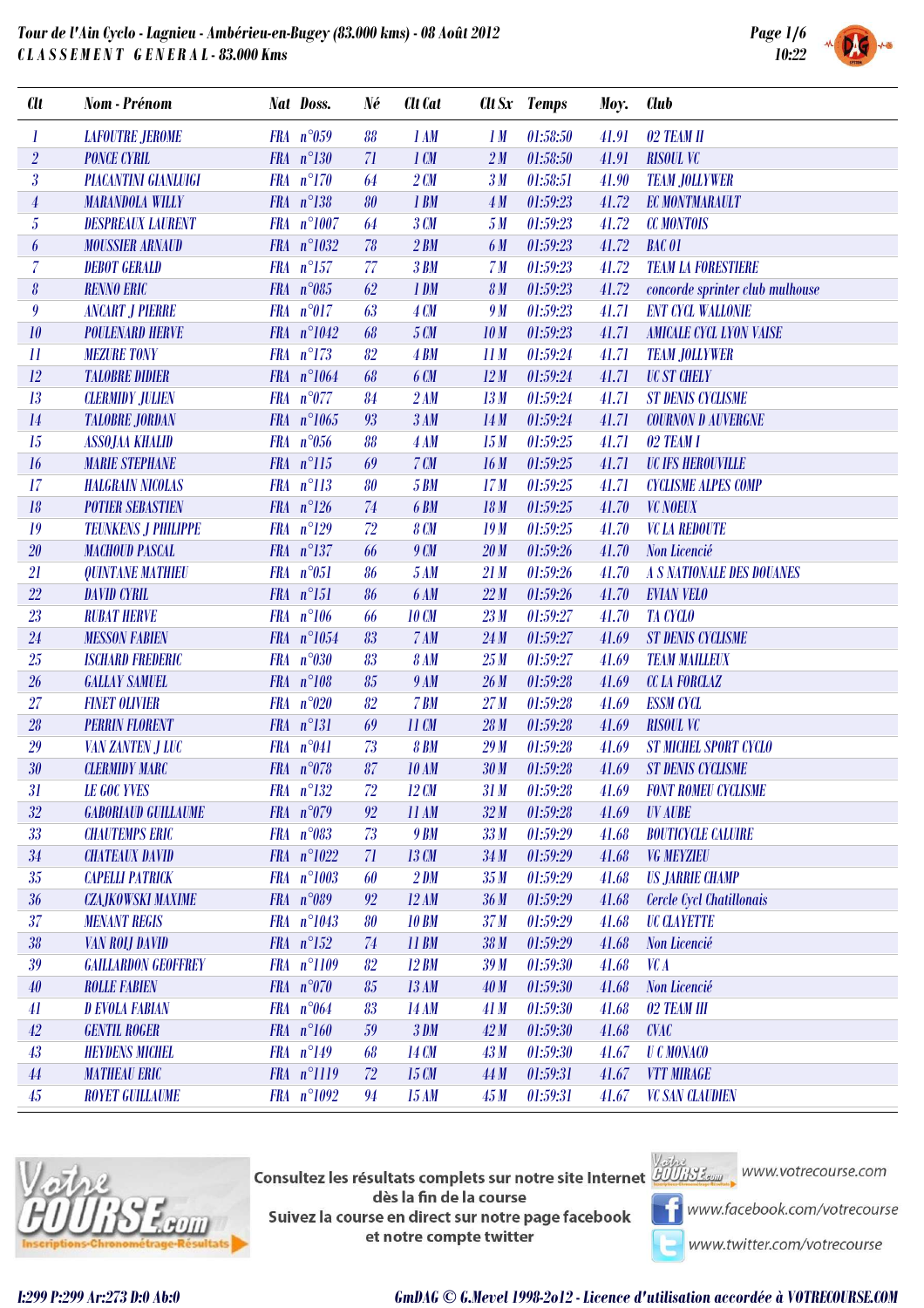# Tour de l'Ain Cyclo - Lagnieu - Ambérieu-en-Bugey (83.000 kms) - 08 Août 2012

## C L A S S E M E N T   G E N E R A L - 83.000 Kms

| Clt | Nom - Prénom | Nat | Doss. | Né | Clt Cat | Clt Sx | Temps | Moy. | Club |
|---|---|---|---|---|---|---|---|---|---|
| 1 | LAFOUTRE JEROME | FRA | n°059 | 88 | 1 AM | 1 M | 01:58:50 | 41.91 | 02 TEAM II |
| 2 | PONCE CYRIL | FRA | n°130 | 71 | 1 CM | 2 M | 01:58:50 | 41.91 | RISOUL VC |
| 3 | PIACANTINI GIANLUIGI | FRA | n°170 | 64 | 2 CM | 3 M | 01:58:51 | 41.90 | TEAM JOLLYWER |
| 4 | MARANDOLA WILLY | FRA | n°138 | 80 | 1 BM | 4 M | 01:59:23 | 41.72 | EC MONTMARAULT |
| 5 | DESPREAUX LAURENT | FRA | n°1007 | 64 | 3 CM | 5 M | 01:59:23 | 41.72 | CC MONTOIS |
| 6 | MOUSSIER ARNAUD | FRA | n°1032 | 78 | 2 BM | 6 M | 01:59:23 | 41.72 | BAC 01 |
| 7 | DEBOT GERALD | FRA | n°157 | 77 | 3 BM | 7 M | 01:59:23 | 41.72 | TEAM LA FORESTIERE |
| 8 | RENNO ERIC | FRA | n°085 | 62 | 1 DM | 8 M | 01:59:23 | 41.72 | concorde sprinter club mulhouse |
| 9 | ANCART J PIERRE | FRA | n°017 | 63 | 4 CM | 9 M | 01:59:23 | 41.71 | ENT CYCL WALLONIE |
| 10 | POULENARD HERVE | FRA | n°1042 | 68 | 5 CM | 10 M | 01:59:23 | 41.71 | AMICALE CYCL LYON VAISE |
| 11 | MEZURE TONY | FRA | n°173 | 82 | 4 BM | 11 M | 01:59:24 | 41.71 | TEAM JOLLYWER |
| 12 | TALOBRE DIDIER | FRA | n°1064 | 68 | 6 CM | 12 M | 01:59:24 | 41.71 | UC ST CHELY |
| 13 | CLERMIDY JULIEN | FRA | n°077 | 84 | 2 AM | 13 M | 01:59:24 | 41.71 | ST DENIS CYCLISME |
| 14 | TALOBRE JORDAN | FRA | n°1065 | 93 | 3 AM | 14 M | 01:59:24 | 41.71 | COURNON D AUVERGNE |
| 15 | ASSOJAA KHALID | FRA | n°056 | 88 | 4 AM | 15 M | 01:59:25 | 41.71 | 02 TEAM I |
| 16 | MARIE STEPHANE | FRA | n°115 | 69 | 7 CM | 16 M | 01:59:25 | 41.71 | UC IFS HEROUVILLE |
| 17 | HALGRAIN NICOLAS | FRA | n°113 | 80 | 5 BM | 17 M | 01:59:25 | 41.71 | CYCLISME ALPES COMP |
| 18 | POTIER SEBASTIEN | FRA | n°126 | 74 | 6 BM | 18 M | 01:59:25 | 41.70 | VC NOEUX |
| 19 | TEUNKENS J PHILIPPE | FRA | n°129 | 72 | 8 CM | 19 M | 01:59:25 | 41.70 | VC LA REDOUTE |
| 20 | MACHOUD PASCAL | FRA | n°137 | 66 | 9 CM | 20 M | 01:59:26 | 41.70 | Non Licencié |
| 21 | QUINTANE MATHIEU | FRA | n°051 | 86 | 5 AM | 21 M | 01:59:26 | 41.70 | A S NATIONALE DES DOUANES |
| 22 | DAVID CYRIL | FRA | n°151 | 86 | 6 AM | 22 M | 01:59:26 | 41.70 | EVIAN VELO |
| 23 | RUBAT HERVE | FRA | n°106 | 66 | 10 CM | 23 M | 01:59:27 | 41.70 | TA CYCLO |
| 24 | MESSON FABIEN | FRA | n°1054 | 83 | 7 AM | 24 M | 01:59:27 | 41.69 | ST DENIS CYCLISME |
| 25 | ISCHARD FREDERIC | FRA | n°030 | 83 | 8 AM | 25 M | 01:59:27 | 41.69 | TEAM MAILLEUX |
| 26 | GALLAY SAMUEL | FRA | n°108 | 85 | 9 AM | 26 M | 01:59:28 | 41.69 | CC LA FORCLAZ |
| 27 | FINET OLIVIER | FRA | n°020 | 82 | 7 BM | 27 M | 01:59:28 | 41.69 | ESSM CYCL |
| 28 | PERRIN FLORENT | FRA | n°131 | 69 | 11 CM | 28 M | 01:59:28 | 41.69 | RISOUL VC |
| 29 | VAN ZANTEN J LUC | FRA | n°041 | 73 | 8 BM | 29 M | 01:59:28 | 41.69 | ST MICHEL SPORT CYCLO |
| 30 | CLERMIDY MARC | FRA | n°078 | 87 | 10 AM | 30 M | 01:59:28 | 41.69 | ST DENIS CYCLISME |
| 31 | LE GOC YVES | FRA | n°132 | 72 | 12 CM | 31 M | 01:59:28 | 41.69 | FONT ROMEU CYCLISME |
| 32 | GABORIAUD GUILLAUME | FRA | n°079 | 92 | 11 AM | 32 M | 01:59:28 | 41.69 | UV AUBE |
| 33 | CHAUTEMPS ERIC | FRA | n°083 | 73 | 9 BM | 33 M | 01:59:29 | 41.68 | BOUTICYCLE CALUIRE |
| 34 | CHATEAUX DAVID | FRA | n°1022 | 71 | 13 CM | 34 M | 01:59:29 | 41.68 | VG MEYZIEU |
| 35 | CAPELLI PATRICK | FRA | n°1003 | 60 | 2 DM | 35 M | 01:59:29 | 41.68 | US JARRIE CHAMP |
| 36 | CZAJKOWSKI MAXIME | FRA | n°089 | 92 | 12 AM | 36 M | 01:59:29 | 41.68 | Cercle Cycl Chatillonais |
| 37 | MENANT REGIS | FRA | n°1043 | 80 | 10 BM | 37 M | 01:59:29 | 41.68 | UC CLAYETTE |
| 38 | VAN ROIJ DAVID | FRA | n°152 | 74 | 11 BM | 38 M | 01:59:29 | 41.68 | Non Licencié |
| 39 | GAILLARDON GEOFFREY | FRA | n°1109 | 82 | 12 BM | 39 M | 01:59:30 | 41.68 | VC A |
| 40 | ROLLE FABIEN | FRA | n°070 | 85 | 13 AM | 40 M | 01:59:30 | 41.68 | Non Licencié |
| 41 | D EVOLA FABIAN | FRA | n°064 | 83 | 14 AM | 41 M | 01:59:30 | 41.68 | 02 TEAM III |
| 42 | GENTIL ROGER | FRA | n°160 | 59 | 3 DM | 42 M | 01:59:30 | 41.68 | CVAC |
| 43 | HEYDENS MICHEL | FRA | n°149 | 68 | 14 CM | 43 M | 01:59:30 | 41.67 | U C MONACO |
| 44 | MATHEAU ERIC | FRA | n°1119 | 72 | 15 CM | 44 M | 01:59:31 | 41.67 | VTT MIRAGE |
| 45 | ROYET GUILLAUME | FRA | n°1092 | 94 | 15 AM | 45 M | 01:59:31 | 41.67 | VC SAN CLAUDIEN |

Consultez les résultats complets sur notre site Internet dès la fin de la course
Suivez la course en direct sur notre page facebook et notre compte twitter

www.votrecourse.com
www.facebook.com/votrecourse
www.twitter.com/votrecourse

I:299 P:299 Ar:273 D:0 Ab:0

GmDAG © G.Mevel 1998-2o12 - Licence d'utilisation accordée à VOTRECOURSE.COM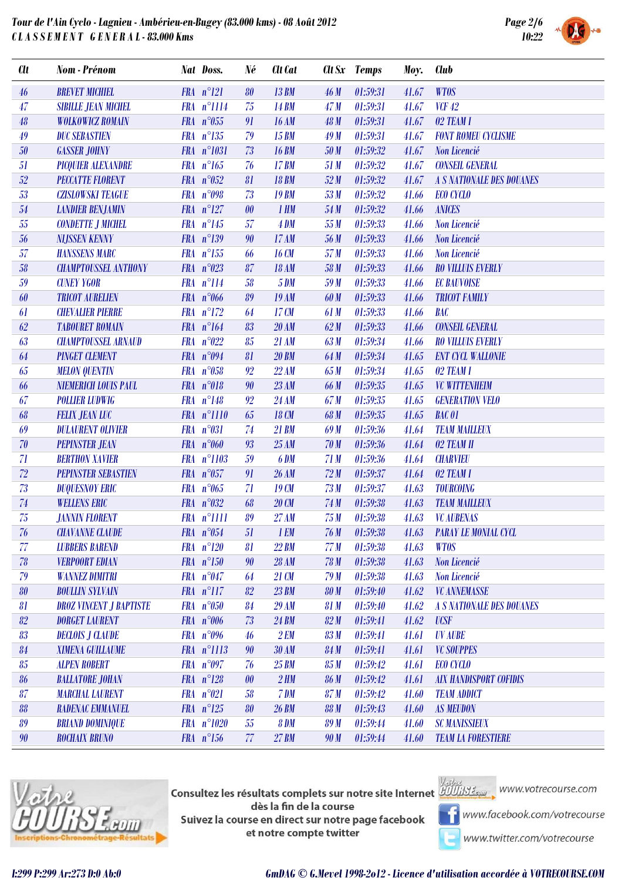# Tour de l'Ain Cyclo - Lagnieu - Ambérieu-en-Bugey (83.000 kms) - 08 Août 2012

## CLASSEMENT GENERAL - 83.000 Kms

| Clt | Nom - Prénom | Nat | Doss. | Né | Clt Cat | Clt Sx | Temps | Moy. | Club |
|---|---|---|---|---|---|---|---|---|---|
| 46 | BREVET MICHIEL | FRA | n°121 | 80 | 13 BM | 46 M | 01:59:31 | 41.67 | WTOS |
| 47 | SIBILLE JEAN MICHEL | FRA | n°1114 | 75 | 14 BM | 47 M | 01:59:31 | 41.67 | VCF 42 |
| 48 | WOLKOWICZ ROMAIN | FRA | n°055 | 91 | 16 AM | 48 M | 01:59:31 | 41.67 | 02 TEAM I |
| 49 | DUC SEBASTIEN | FRA | n°135 | 79 | 15 BM | 49 M | 01:59:31 | 41.67 | FONT ROMEU CYCLISME |
| 50 | GASSER JOHNY | FRA | n°1031 | 73 | 16 BM | 50 M | 01:59:32 | 41.67 | Non Licencié |
| 51 | PICQUIER ALEXANDRE | FRA | n°165 | 76 | 17 BM | 51 M | 01:59:32 | 41.67 | CONSEIL GENERAL |
| 52 | PECCATTE FLORENT | FRA | n°052 | 81 | 18 BM | 52 M | 01:59:32 | 41.67 | A S NATIONALE DES DOUANES |
| 53 | CZISLOWSKI TEAGUE | FRA | n°098 | 73 | 19 BM | 53 M | 01:59:32 | 41.66 | ECO CYCLO |
| 54 | LANDIER BENJAMIN | FRA | n°127 | 00 | 1 HM | 54 M | 01:59:32 | 41.66 | ANICES |
| 55 | CONDETTE J MICHEL | FRA | n°145 | 57 | 4 DM | 55 M | 01:59:33 | 41.66 | Non Licencié |
| 56 | NIJSSEN KENNY | FRA | n°139 | 90 | 17 AM | 56 M | 01:59:33 | 41.66 | Non Licencié |
| 57 | HANSSENS MARC | FRA | n°155 | 66 | 16 CM | 57 M | 01:59:33 | 41.66 | Non Licencié |
| 58 | CHAMPTOUSSEL ANTHONY | FRA | n°023 | 87 | 18 AM | 58 M | 01:59:33 | 41.66 | RO VILLUIS EVERLY |
| 59 | CUNEY YGOR | FRA | n°114 | 58 | 5 DM | 59 M | 01:59:33 | 41.66 | EC BAUVOISE |
| 60 | TRICOT AURELIEN | FRA | n°066 | 89 | 19 AM | 60 M | 01:59:33 | 41.66 | TRICOT FAMILY |
| 61 | CHEVALIER PIERRE | FRA | n°172 | 64 | 17 CM | 61 M | 01:59:33 | 41.66 | BAC |
| 62 | TABOURET ROMAIN | FRA | n°164 | 83 | 20 AM | 62 M | 01:59:33 | 41.66 | CONSEIL GENERAL |
| 63 | CHAMPTOUSSEL ARNAUD | FRA | n°022 | 85 | 21 AM | 63 M | 01:59:34 | 41.66 | RO VILLUIS EVERLY |
| 64 | PINGET CLEMENT | FRA | n°094 | 81 | 20 BM | 64 M | 01:59:34 | 41.65 | ENT CYCL WALLONIE |
| 65 | MELON QUENTIN | FRA | n°058 | 92 | 22 AM | 65 M | 01:59:34 | 41.65 | 02 TEAM I |
| 66 | NIEMERICH LOUIS PAUL | FRA | n°018 | 90 | 23 AM | 66 M | 01:59:35 | 41.65 | VC WITTENHEIM |
| 67 | POLLIER LUDWIG | FRA | n°148 | 92 | 24 AM | 67 M | 01:59:35 | 41.65 | GENERATION VELO |
| 68 | FELIX JEAN LUC | FRA | n°1110 | 65 | 18 CM | 68 M | 01:59:35 | 41.65 | BAC 01 |
| 69 | DULAURENT OLIVIER | FRA | n°031 | 74 | 21 BM | 69 M | 01:59:36 | 41.64 | TEAM MAILLEUX |
| 70 | PEPINSTER JEAN | FRA | n°060 | 93 | 25 AM | 70 M | 01:59:36 | 41.64 | 02 TEAM II |
| 71 | BERTHON XAVIER | FRA | n°1103 | 59 | 6 DM | 71 M | 01:59:36 | 41.64 | CHARVIEU |
| 72 | PEPINSTER SEBASTIEN | FRA | n°057 | 91 | 26 AM | 72 M | 01:59:37 | 41.64 | 02 TEAM I |
| 73 | DUQUESNOY ERIC | FRA | n°065 | 71 | 19 CM | 73 M | 01:59:37 | 41.63 | TOURCOING |
| 74 | WELLENS ERIC | FRA | n°032 | 68 | 20 CM | 74 M | 01:59:38 | 41.63 | TEAM MAILLEUX |
| 75 | JANNIN FLORENT | FRA | n°1111 | 89 | 27 AM | 75 M | 01:59:38 | 41.63 | VC AUBENAS |
| 76 | CHAVANNE CLAUDE | FRA | n°054 | 51 | 1 EM | 76 M | 01:59:38 | 41.63 | PARAY LE MONIAL CYCL |
| 77 | LUBBERS BAREND | FRA | n°120 | 81 | 22 BM | 77 M | 01:59:38 | 41.63 | WTOS |
| 78 | VERPOORT EDIAN | FRA | n°150 | 90 | 28 AM | 78 M | 01:59:38 | 41.63 | Non Licencié |
| 79 | WANNEZ DIMITRI | FRA | n°047 | 64 | 21 CM | 79 M | 01:59:38 | 41.63 | Non Licencié |
| 80 | BOULLIN SYLVAIN | FRA | n°117 | 82 | 23 BM | 80 M | 01:59:40 | 41.62 | VC ANNEMASSE |
| 81 | DROZ VINCENT J BAPTISTE | FRA | n°050 | 84 | 29 AM | 81 M | 01:59:40 | 41.62 | A S NATIONALE DES DOUANES |
| 82 | DORGET LAURENT | FRA | n°006 | 73 | 24 BM | 82 M | 01:59:41 | 41.62 | UCSF |
| 83 | DECLOIS J CLAUDE | FRA | n°096 | 46 | 2 EM | 83 M | 01:59:41 | 41.61 | UV AUBE |
| 84 | XIMENA GUILLAUME | FRA | n°1113 | 90 | 30 AM | 84 M | 01:59:41 | 41.61 | VC SOUPPES |
| 85 | ALPEN ROBERT | FRA | n°097 | 76 | 25 BM | 85 M | 01:59:42 | 41.61 | ECO CYCLO |
| 86 | BALLATORE JOHAN | FRA | n°128 | 00 | 2 HM | 86 M | 01:59:42 | 41.61 | AIX HANDISPORT COFIDIS |
| 87 | MARCHAL LAURENT | FRA | n°021 | 58 | 7 DM | 87 M | 01:59:42 | 41.60 | TEAM ADDICT |
| 88 | RADENAC EMMANUEL | FRA | n°125 | 80 | 26 BM | 88 M | 01:59:43 | 41.60 | AS MEUDON |
| 89 | BRIAND DOMINIQUE | FRA | n°1020 | 55 | 8 DM | 89 M | 01:59:44 | 41.60 | SC MANISSIEUX |
| 90 | ROCHAIX BRUNO | FRA | n°156 | 77 | 27 BM | 90 M | 01:59:44 | 41.60 | TEAM LA FORESTIERE |

Consultez les résultats complets sur notre site Internet dès la fin de la course
Suivez la course en direct sur notre page facebook et notre compte twitter

www.votrecourse.com
www.facebook.com/votrecourse
www.twitter.com/votrecourse

I:299 P:299 Ar:273 D:0 Ab:0

GmDAG © G.Mevel 1998-2o12 - Licence d'utilisation accordée à VOTRECOURSE.COM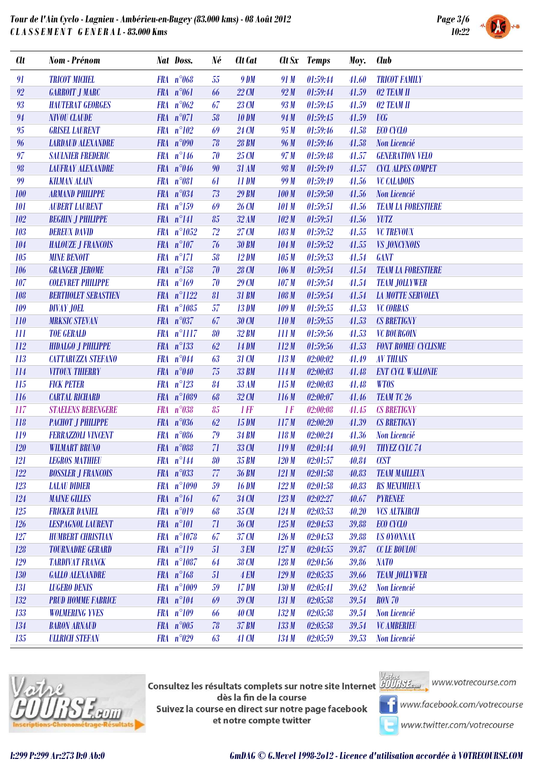Tour de l'Ain Cyclo - Lagnieu - Ambérieu-en-Bugey (83.000 kms) - 08 Août 2012
CLASSEMENT GENERAL - 83.000 Kms

| Clt | Nom - Prénom | Nat | Doss. | Né | Clt Cat | Clt Sx | Temps | Moy. | Club |
|---|---|---|---|---|---|---|---|---|---|
| 91 | TRICOT MICHEL | FRA | n°068 | 55 | 9 DM | 91 M | 01:59:44 | 41.60 | TRICOT FAMILY |
| 92 | GARROIT J MARC | FRA | n°061 | 66 | 22 CM | 92 M | 01:59:44 | 41.59 | 02 TEAM II |
| 93 | HAUTERAT GEORGES | FRA | n°062 | 67 | 23 CM | 93 M | 01:59:45 | 41.59 | 02 TEAM II |
| 94 | NIVOU CLAUDE | FRA | n°071 | 58 | 10 DM | 94 M | 01:59:45 | 41.59 | UCG |
| 95 | GRISEL LAURENT | FRA | n°102 | 69 | 24 CM | 95 M | 01:59:46 | 41.58 | ECO CYCLO |
| 96 | LARDAUD ALEXANDRE | FRA | n°090 | 78 | 28 BM | 96 M | 01:59:46 | 41.58 | Non Licencié |
| 97 | SAULNIER FREDERIC | FRA | n°146 | 70 | 25 CM | 97 M | 01:59:48 | 41.57 | GENERATION VELO |
| 98 | LAUFRAY ALEXANDRE | FRA | n°046 | 90 | 31 AM | 98 M | 01:59:49 | 41.57 | CYCL ALPES COMPET |
| 99 | KILMAN ALAIN | FRA | n°081 | 61 | 11 DM | 99 M | 01:59:49 | 41.56 | VC CALADOIS |
| 100 | ARMAND PHILIPPE | FRA | n°034 | 73 | 29 BM | 100 M | 01:59:50 | 41.56 | Non Licencié |
| 101 | AUBERT LAURENT | FRA | n°159 | 69 | 26 CM | 101 M | 01:59:51 | 41.56 | TEAM LA FORESTIERE |
| 102 | BEGHIN J PHILIPPE | FRA | n°141 | 85 | 32 AM | 102 M | 01:59:51 | 41.56 | YUTZ |
| 103 | DEREUX DAVID | FRA | n°1052 | 72 | 27 CM | 103 M | 01:59:52 | 41.55 | VC TREVOUX |
| 104 | HALOUZE J FRANCOIS | FRA | n°107 | 76 | 30 BM | 104 M | 01:59:52 | 41.55 | VS JONCYNOIS |
| 105 | MINE BENOIT | FRA | n°171 | 58 | 12 DM | 105 M | 01:59:53 | 41.54 | GANT |
| 106 | GRANGER JEROME | FRA | n°158 | 70 | 28 CM | 106 M | 01:59:54 | 41.54 | TEAM LA FORESTIERE |
| 107 | COLEVRET PHILIPPE | FRA | n°169 | 70 | 29 CM | 107 M | 01:59:54 | 41.54 | TEAM JOLLYWER |
| 108 | BERTHOLET SEBASTIEN | FRA | n°1122 | 81 | 31 BM | 108 M | 01:59:54 | 41.54 | LA MOTTE SERVOLEX |
| 109 | DIVAY JOEL | FRA | n°1085 | 57 | 13 DM | 109 M | 01:59:55 | 41.53 | VC CORBAS |
| 110 | MRKSIC STEVAN | FRA | n°037 | 67 | 30 CM | 110 M | 01:59:55 | 41.53 | CS BRETIGNY |
| 111 | TOE GERALD | FRA | n°1117 | 80 | 32 BM | 111 M | 01:59:56 | 41.53 | VC BOURGOIN |
| 112 | HIDALGO J PHILIPPE | FRA | n°133 | 62 | 14 DM | 112 M | 01:59:56 | 41.53 | FONT ROMEU CYCLISME |
| 113 | CATTARUZZA STEFANO | FRA | n°044 | 63 | 31 CM | 113 M | 02:00:02 | 41.49 | AV THIAIS |
| 114 | VITOUX THIERRY | FRA | n°040 | 75 | 33 BM | 114 M | 02:00:03 | 41.48 | ENT CYCL WALLONIE |
| 115 | FICK PETER | FRA | n°123 | 84 | 33 AM | 115 M | 02:00:03 | 41.48 | WTOS |
| 116 | CARTAL RICHARD | FRA | n°1089 | 68 | 32 CM | 116 M | 02:00:07 | 41.46 | TEAM TC 26 |
| 117 | STAELENS BERENGERE | FRA | n°038 | 85 | 1 FF | 1 F | 02:00:08 | 41.45 | CS BRETIGNY |
| 118 | PACHOT J PHILIPPE | FRA | n°036 | 62 | 15 DM | 117 M | 02:00:20 | 41.39 | CS BRETIGNY |
| 119 | FERRAZZOLI VINCENT | FRA | n°086 | 79 | 34 BM | 118 M | 02:00:24 | 41.36 | Non Licencié |
| 120 | WILMART BRUNO | FRA | n°088 | 71 | 33 CM | 119 M | 02:01:44 | 40.91 | THYEZ CYCL 74 |
| 121 | LEGROS MATHIEU | FRA | n°144 | 80 | 35 BM | 120 M | 02:01:57 | 40.84 | CCST |
| 122 | BOSSLER J FRANCOIS | FRA | n°033 | 77 | 36 BM | 121 M | 02:01:58 | 40.83 | TEAM MAILLEUX |
| 123 | LALAU DIDIER | FRA | n°1090 | 59 | 16 DM | 122 M | 02:01:58 | 40.83 | RS MEXIMIEUX |
| 124 | MAINE GILLES | FRA | n°161 | 67 | 34 CM | 123 M | 02:02:27 | 40.67 | PYRENEE |
| 125 | FRICKER DANIEL | FRA | n°019 | 68 | 35 CM | 124 M | 02:03:53 | 40.20 | VCS ALTKIRCH |
| 126 | LESPAGNOL LAURENT | FRA | n°101 | 71 | 36 CM | 125 M | 02:04:53 | 39.88 | ECO CYCLO |
| 127 | HUMBERT CHRISTIAN | FRA | n°1078 | 67 | 37 CM | 126 M | 02:04:53 | 39.88 | US OYONNAX |
| 128 | TOURNADRE GERARD | FRA | n°119 | 51 | 3 EM | 127 M | 02:04:55 | 39.87 | CC LE BOULOU |
| 129 | TARDIVAT FRANCK | FRA | n°1087 | 64 | 38 CM | 128 M | 02:04:56 | 39.86 | NATO |
| 130 | GALLO ALEXANDRE | FRA | n°168 | 51 | 4 EM | 129 M | 02:05:35 | 39.66 | TEAM JOLLYWER |
| 131 | LUGERO DENIS | FRA | n°1009 | 59 | 17 DM | 130 M | 02:05:41 | 39.62 | Non Licencié |
| 132 | PRUD HOMME FABRICE | FRA | n°104 | 69 | 39 CM | 131 M | 02:05:58 | 39.54 | RON 70 |
| 133 | WOLMERING YVES | FRA | n°109 | 66 | 40 CM | 132 M | 02:05:58 | 39.54 | Non Licencié |
| 134 | BARON ARNAUD | FRA | n°005 | 78 | 37 BM | 133 M | 02:05:58 | 39.54 | VC AMBERIEU |
| 135 | ULLRICH STEFAN | FRA | n°029 | 63 | 41 CM | 134 M | 02:05:59 | 39.53 | Non Licencié |

Consultez les résultats complets sur notre site Internet dès la fin de la course
Suivez la course en direct sur notre page facebook et notre compte twitter

www.votrecourse.com
www.facebook.com/votrecourse
www.twitter.com/votrecourse

I:299 P:299 Ar:273 D:0 Ab:0

GmDAG © G.Mevel 1998-2012 - Licence d'utilisation accordée à VOTRECOURSE.COM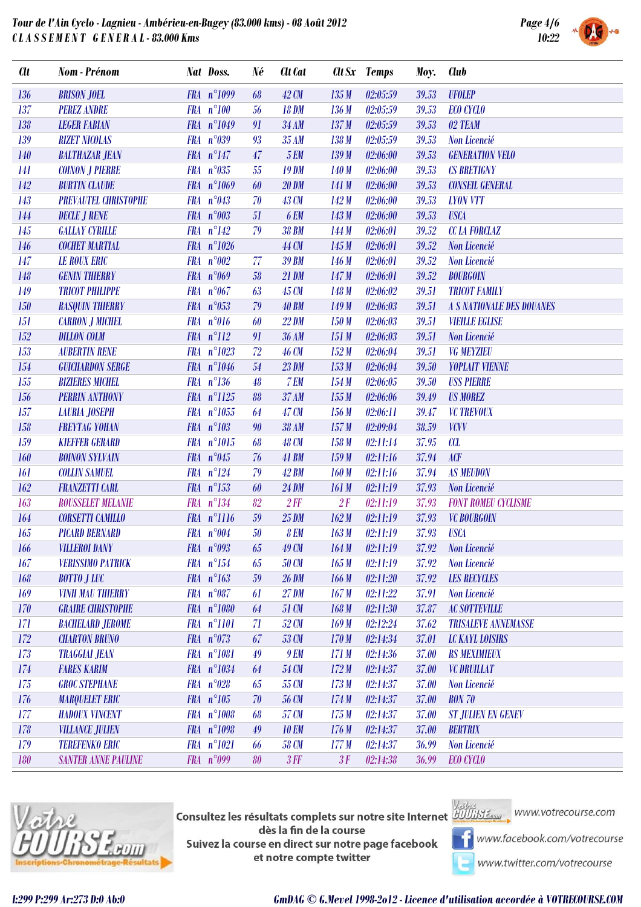# Tour de l'Ain Cyclo - Lagnieu - Ambérieu-en-Bugey (83.000 kms) - 08 Août 2012

**C L A S S E M E N T   G E N E R A L - 83.000 Kms**

| Clt | Nom - Prénom | Nat | Doss. | Né | Clt Cat | Clt Sx | Temps | Moy. | Club |
|---|---|---|---|---|---|---|---|---|---|
| 136 | BRISON JOEL | FRA | n°1099 | 68 | 42 CM | 135 M | 02:05:59 | 39.53 | UFOLEP |
| 137 | PEREZ ANDRE | FRA | n°100 | 56 | 18 DM | 136 M | 02:05:59 | 39.53 | ECO CYCLO |
| 138 | LEGER FABIAN | FRA | n°1049 | 91 | 34 AM | 137 M | 02:05:59 | 39.53 | 02 TEAM |
| 139 | RIZET NICOLAS | FRA | n°039 | 93 | 35 AM | 138 M | 02:05:59 | 39.53 | Non Licencié |
| 140 | BALTHAZAR JEAN | FRA | n°147 | 47 | 5 EM | 139 M | 02:06:00 | 39.53 | GENERATION VELO |
| 141 | COINON J PIERRE | FRA | n°035 | 55 | 19 DM | 140 M | 02:06:00 | 39.53 | CS BRETIGNY |
| 142 | BURTIN CLAUDE | FRA | n°1069 | 60 | 20 DM | 141 M | 02:06:00 | 39.53 | CONSEIL GENERAL |
| 143 | PREVAUTEL CHRISTOPHE | FRA | n°043 | 70 | 43 CM | 142 M | 02:06:00 | 39.53 | LYON VTT |
| 144 | DECLE J RENE | FRA | n°003 | 51 | 6 EM | 143 M | 02:06:00 | 39.53 | USCA |
| 145 | GALLAY CYRILLE | FRA | n°142 | 79 | 38 BM | 144 M | 02:06:01 | 39.52 | CC LA FORCLAZ |
| 146 | COCHET MARTIAL | FRA | n°1026 | | 44 CM | 145 M | 02:06:01 | 39.52 | Non Licencié |
| 147 | LE ROUX ERIC | FRA | n°002 | 77 | 39 BM | 146 M | 02:06:01 | 39.52 | Non Licencié |
| 148 | GENIN THIERRY | FRA | n°069 | 58 | 21 DM | 147 M | 02:06:01 | 39.52 | BOURGOIN |
| 149 | TRICOT PHILIPPE | FRA | n°067 | 63 | 45 CM | 148 M | 02:06:02 | 39.51 | TRICOT FAMILY |
| 150 | RASQUIN THIERRY | FRA | n°053 | 79 | 40 BM | 149 M | 02:06:03 | 39.51 | A S NATIONALE DES DOUANES |
| 151 | CARRON J MICHEL | FRA | n°016 | 60 | 22 DM | 150 M | 02:06:03 | 39.51 | VIEILLE EGLISE |
| 152 | DILLON COLM | FRA | n°112 | 91 | 36 AM | 151 M | 02:06:03 | 39.51 | Non Licencié |
| 153 | AUBERTIN RENE | FRA | n°1023 | 72 | 46 CM | 152 M | 02:06:04 | 39.51 | VG MEYZIEU |
| 154 | GUICHARDON SERGE | FRA | n°1046 | 54 | 23 DM | 153 M | 02:06:04 | 39.50 | YOPLAIT VIENNE |
| 155 | BIZIERES MICHEL | FRA | n°136 | 48 | 7 EM | 154 M | 02:06:05 | 39.50 | USS PIERRE |
| 156 | PERRIN ANTHONY | FRA | n°1125 | 88 | 37 AM | 155 M | 02:06:06 | 39.49 | US MOREZ |
| 157 | LAURIA JOSEPH | FRA | n°1055 | 64 | 47 CM | 156 M | 02:06:11 | 39.47 | VC TREVOUX |
| 158 | FREYTAG YOHAN | FRA | n°103 | 90 | 38 AM | 157 M | 02:09:04 | 38.59 | VCVV |
| 159 | KIEFFER GERARD | FRA | n°1015 | 68 | 48 CM | 158 M | 02:11:14 | 37.95 | CCL |
| 160 | BOINON SYLVAIN | FRA | n°045 | 76 | 41 BM | 159 M | 02:11:16 | 37.94 | ACF |
| 161 | COLLIN SAMUEL | FRA | n°124 | 79 | 42 BM | 160 M | 02:11:16 | 37.94 | AS MEUDON |
| 162 | FRANZETTI CARL | FRA | n°153 | 60 | 24 DM | 161 M | 02:11:19 | 37.93 | Non Licencié |
| 163 | ROUSSELET MELANIE | FRA | n°134 | 82 | 2 FF | 2 F | 02:11:19 | 37.93 | FONT ROMEU CYCLISME |
| 164 | CORSETTI CAMILLO | FRA | n°1116 | 59 | 25 DM | 162 M | 02:11:19 | 37.93 | VC BOURGOIN |
| 165 | PICARD BERNARD | FRA | n°004 | 50 | 8 EM | 163 M | 02:11:19 | 37.93 | USCA |
| 166 | VILLEROI DANY | FRA | n°093 | 65 | 49 CM | 164 M | 02:11:19 | 37.92 | Non Licencié |
| 167 | VERISSIMO PATRICK | FRA | n°154 | 65 | 50 CM | 165 M | 02:11:19 | 37.92 | Non Licencié |
| 168 | BOTTO J LUC | FRA | n°163 | 59 | 26 DM | 166 M | 02:11:20 | 37.92 | LES RECYCLES |
| 169 | VINH MAU THIERRY | FRA | n°087 | 61 | 27 DM | 167 M | 02:11:22 | 37.91 | Non Licencié |
| 170 | GRAIRE CHRISTOPHE | FRA | n°1080 | 64 | 51 CM | 168 M | 02:11:30 | 37.87 | AC SOTTEVILLE |
| 171 | BACHELARD JEROME | FRA | n°1101 | 71 | 52 CM | 169 M | 02:12:24 | 37.62 | TRISALEVE ANNEMASSE |
| 172 | CHARTON BRUNO | FRA | n°073 | 67 | 53 CM | 170 M | 02:14:34 | 37.01 | LC KAYL LOISIRS |
| 173 | TRAGGIAI JEAN | FRA | n°1081 | 49 | 9 EM | 171 M | 02:14:36 | 37.00 | RS MEXIMIEUX |
| 174 | FARES KARIM | FRA | n°1034 | 64 | 54 CM | 172 M | 02:14:37 | 37.00 | VC DRUILLAT |
| 175 | GROC STEPHANE | FRA | n°028 | 65 | 55 CM | 173 M | 02:14:37 | 37.00 | Non Licencié |
| 176 | MARQUELET ERIC | FRA | n°105 | 70 | 56 CM | 174 M | 02:14:37 | 37.00 | RON 70 |
| 177 | HADOUX VINCENT | FRA | n°1008 | 68 | 57 CM | 175 M | 02:14:37 | 37.00 | ST JULIEN EN GENEV |
| 178 | VILLANCE JULIEN | FRA | n°1098 | 49 | 10 EM | 176 M | 02:14:37 | 37.00 | BERTRIX |
| 179 | TEREFENKO ERIC | FRA | n°1021 | 66 | 58 CM | 177 M | 02:14:37 | 36.99 | Non Licencié |
| 180 | SANTER ANNE PAULINE | FRA | n°099 | 80 | 3 FF | 3 F | 02:14:38 | 36.99 | ECO CYCLO |

Consultez les résultats complets sur notre site Internet dès la fin de la course
Suivez la course en direct sur notre page facebook et notre compte twitter

www.votrecourse.com
www.facebook.com/votrecourse
www.twitter.com/votrecourse

I:299 P:299 Ar:273 D:0 Ab:0

GmDAG © G.Mevel 1998-2o12 - Licence d'utilisation accordée à VOTRECOURSE.COM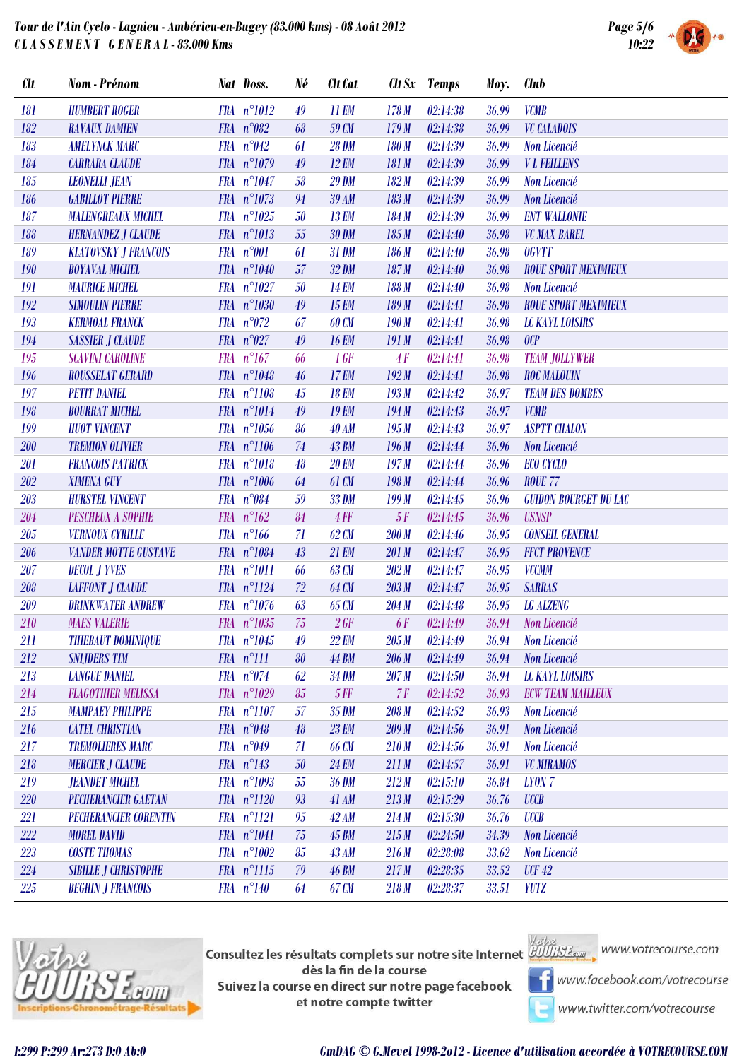# Tour de l'Ain Cyclo - Lagnieu - Ambérieu-en-Bugey (83.000 kms) - 08 Août 2012

## CLASSEMENT GENERAL - 83.000 Kms

10:22

| Clt | Nom - Prénom | Nat | Doss. | Né | Clt Cat | Clt Sx | Temps | Moy. | Club |
|---|---|---|---|---|---|---|---|---|---|
| 181 | HUMBERT ROGER | FRA | n°1012 | 49 | 11 EM | 178 M | 02:14:38 | 36.99 | VCMB |
| 182 | RAVAUX DAMIEN | FRA | n°082 | 68 | 59 CM | 179 M | 02:14:38 | 36.99 | VC CALADOIS |
| 183 | AMELYNCK MARC | FRA | n°042 | 61 | 28 DM | 180 M | 02:14:39 | 36.99 | Non Licencié |
| 184 | CARRARA CLAUDE | FRA | n°1079 | 49 | 12 EM | 181 M | 02:14:39 | 36.99 | V L FEILLENS |
| 185 | LEONELLI JEAN | FRA | n°1047 | 58 | 29 DM | 182 M | 02:14:39 | 36.99 | Non Licencié |
| 186 | GABILLOT PIERRE | FRA | n°1073 | 94 | 39 AM | 183 M | 02:14:39 | 36.99 | Non Licencié |
| 187 | MALENGREAUX MICHEL | FRA | n°1025 | 50 | 13 EM | 184 M | 02:14:39 | 36.99 | ENT WALLONIE |
| 188 | HERNANDEZ J CLAUDE | FRA | n°1013 | 55 | 30 DM | 185 M | 02:14:40 | 36.98 | VC MAX BAREL |
| 189 | KLATOVSKY J FRANCOIS | FRA | n°001 | 61 | 31 DM | 186 M | 02:14:40 | 36.98 | OGVTT |
| 190 | BOYAVAL MICHEL | FRA | n°1040 | 57 | 32 DM | 187 M | 02:14:40 | 36.98 | ROUE SPORT MEXIMIEUX |
| 191 | MAURICE MICHEL | FRA | n°1027 | 50 | 14 EM | 188 M | 02:14:40 | 36.98 | Non Licencié |
| 192 | SIMOULIN PIERRE | FRA | n°1030 | 49 | 15 EM | 189 M | 02:14:41 | 36.98 | ROUE SPORT MEXIMIEUX |
| 193 | KERMOAL FRANCK | FRA | n°072 | 67 | 60 CM | 190 M | 02:14:41 | 36.98 | LC KAYL LOISIRS |
| 194 | SASSIER J CLAUDE | FRA | n°027 | 49 | 16 EM | 191 M | 02:14:41 | 36.98 | OCP |
| 195 | SCAVINI CAROLINE | FRA | n°167 | 66 | 1 GF | 4 F | 02:14:41 | 36.98 | TEAM JOLLYWER |
| 196 | ROUSSELAT GERARD | FRA | n°1048 | 46 | 17 EM | 192 M | 02:14:41 | 36.98 | ROC MALOUIN |
| 197 | PETIT DANIEL | FRA | n°1108 | 45 | 18 EM | 193 M | 02:14:42 | 36.97 | TEAM DES DOMBES |
| 198 | BOURRAT MICHEL | FRA | n°1014 | 49 | 19 EM | 194 M | 02:14:43 | 36.97 | VCMB |
| 199 | HUOT VINCENT | FRA | n°1056 | 86 | 40 AM | 195 M | 02:14:43 | 36.97 | ASPTT CHALON |
| 200 | TREMION OLIVIER | FRA | n°1106 | 74 | 43 BM | 196 M | 02:14:44 | 36.96 | Non Licencié |
| 201 | FRANCOIS PATRICK | FRA | n°1018 | 48 | 20 EM | 197 M | 02:14:44 | 36.96 | ECO CYCLO |
| 202 | XIMENA GUY | FRA | n°1006 | 64 | 61 CM | 198 M | 02:14:44 | 36.96 | ROUE 77 |
| 203 | HURSTEL VINCENT | FRA | n°084 | 59 | 33 DM | 199 M | 02:14:45 | 36.96 | GUIDON BOURGET DU LAC |
| 204 | PESCHEUX A SOPHIE | FRA | n°162 | 84 | 4 FF | 5 F | 02:14:45 | 36.96 | USNSP |
| 205 | VERNOUX CYRILLE | FRA | n°166 | 71 | 62 CM | 200 M | 02:14:46 | 36.95 | CONSEIL GENERAL |
| 206 | VANDER MOTTE GUSTAVE | FRA | n°1084 | 43 | 21 EM | 201 M | 02:14:47 | 36.95 | FFCT PROVENCE |
| 207 | DECOL J YVES | FRA | n°1011 | 66 | 63 CM | 202 M | 02:14:47 | 36.95 | VCCMM |
| 208 | LAFFONT J CLAUDE | FRA | n°1124 | 72 | 64 CM | 203 M | 02:14:47 | 36.95 | SARRAS |
| 209 | DRINKWATER ANDREW | FRA | n°1076 | 63 | 65 CM | 204 M | 02:14:48 | 36.95 | LG ALZENG |
| 210 | MAES VALERIE | FRA | n°1035 | 75 | 2 GF | 6 F | 02:14:49 | 36.94 | Non Licencié |
| 211 | THIEBAUT DOMINIQUE | FRA | n°1045 | 49 | 22 EM | 205 M | 02:14:49 | 36.94 | Non Licencié |
| 212 | SNIJDERS TIM | FRA | n°111 | 80 | 44 BM | 206 M | 02:14:49 | 36.94 | Non Licencié |
| 213 | LANGUE DANIEL | FRA | n°074 | 62 | 34 DM | 207 M | 02:14:50 | 36.94 | LC KAYL LOISIRS |
| 214 | FLAGOTHIER MELISSA | FRA | n°1029 | 85 | 5 FF | 7 F | 02:14:52 | 36.93 | ECW TEAM MAILLEUX |
| 215 | MAMPAEY PHILIPPE | FRA | n°1107 | 57 | 35 DM | 208 M | 02:14:52 | 36.93 | Non Licencié |
| 216 | CATEL CHRISTIAN | FRA | n°048 | 48 | 23 EM | 209 M | 02:14:56 | 36.91 | Non Licencié |
| 217 | TREMOLIERES MARC | FRA | n°049 | 71 | 66 CM | 210 M | 02:14:56 | 36.91 | Non Licencié |
| 218 | MERCIER J CLAUDE | FRA | n°143 | 50 | 24 EM | 211 M | 02:14:57 | 36.91 | VC MIRAMOS |
| 219 | JEANDET MICHEL | FRA | n°1093 | 55 | 36 DM | 212 M | 02:15:10 | 36.84 | LYON 7 |
| 220 | PECHERANCIER GAETAN | FRA | n°1120 | 93 | 41 AM | 213 M | 02:15:29 | 36.76 | UCCB |
| 221 | PECHERANCIER CORENTIN | FRA | n°1121 | 95 | 42 AM | 214 M | 02:15:30 | 36.76 | UCCB |
| 222 | MOREL DAVID | FRA | n°1041 | 75 | 45 BM | 215 M | 02:24:50 | 34.39 | Non Licencié |
| 223 | COSTE THOMAS | FRA | n°1002 | 85 | 43 AM | 216 M | 02:28:08 | 33.62 | Non Licencié |
| 224 | SIBILLE J CHRISTOPHE | FRA | n°1115 | 79 | 46 BM | 217 M | 02:28:35 | 33.52 | UCF 42 |
| 225 | BEGHIN J FRANCOIS | FRA | n°140 | 64 | 67 CM | 218 M | 02:28:37 | 33.51 | YUTZ |

Consultez les résultats complets sur notre site Internet dès la fin de la course
Suivez la course en direct sur notre page facebook et notre compte twitter

www.votrecourse.com
www.facebook.com/votrecourse
www.twitter.com/votrecourse

I:299 P:299 Ar:273 D:0 Ab:0

GmDAG © G.Mevel 1998-2012 - Licence d'utilisation accordée à VOTRECOURSE.COM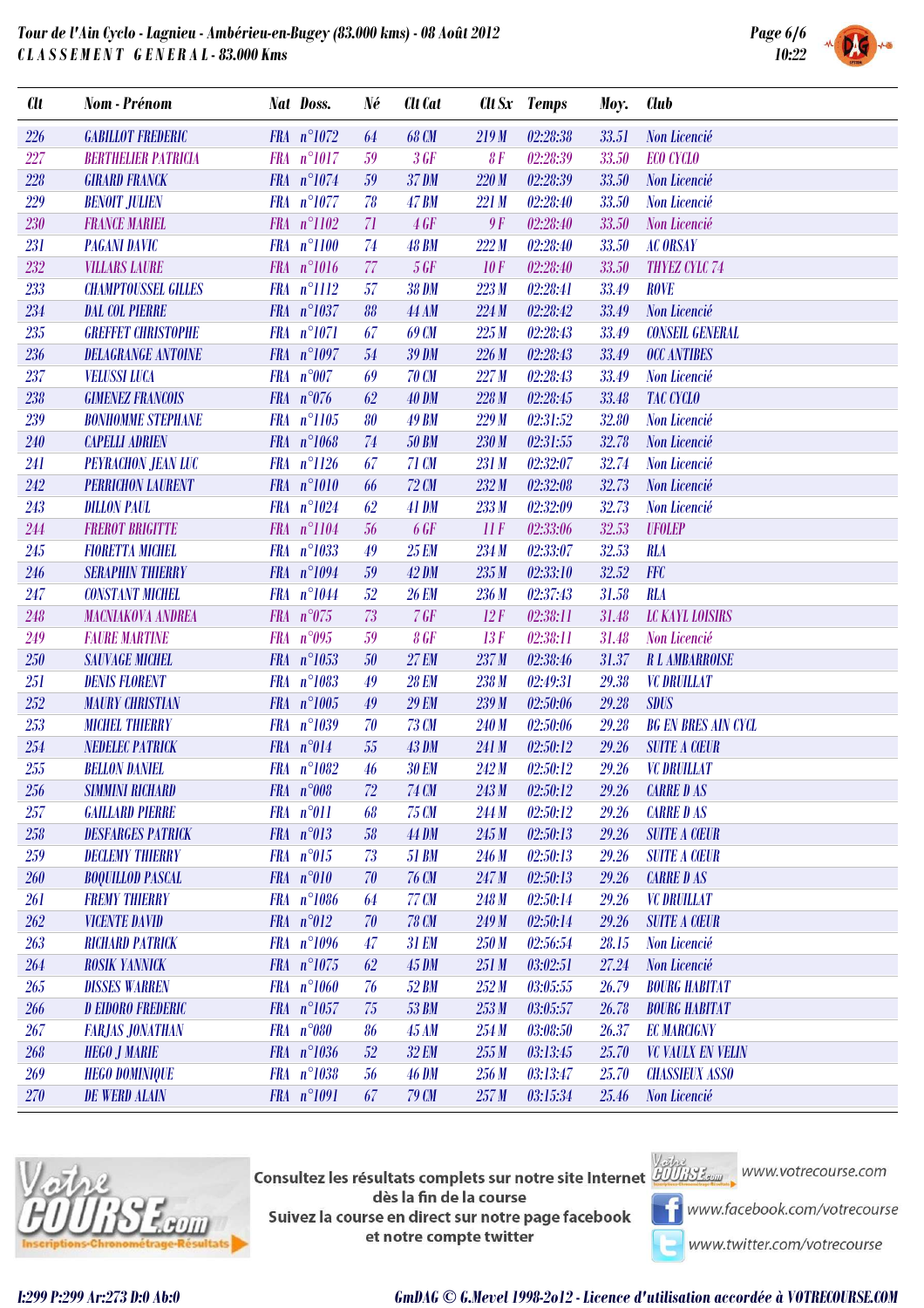# Tour de l'Ain Cyclo - Lagnieu - Ambérieu-en-Bugey (83.000 kms) - 08 Août 2012

## C L A S S E M E N T   G E N E R A L - 83.000 Kms

| Clt | Nom - Prénom | Nat | Doss. | Né | Clt Cat | Clt Sx | Temps | Moy. | Club |
|---|---|---|---|---|---|---|---|---|---|
| 226 | GABILLOT FREDERIC | FRA | n°1072 | 64 | 68 CM | 219 M | 02:28:38 | 33.51 | Non Licencié |
| 227 | BERTHELIER PATRICIA | FRA | n°1017 | 59 | 3 GF | 8 F | 02:28:39 | 33.50 | ECO CYCLO |
| 228 | GIRARD FRANCK | FRA | n°1074 | 59 | 37 DM | 220 M | 02:28:39 | 33.50 | Non Licencié |
| 229 | BENOIT JULIEN | FRA | n°1077 | 78 | 47 BM | 221 M | 02:28:40 | 33.50 | Non Licencié |
| 230 | FRANCE MARIEL | FRA | n°1102 | 71 | 4 GF | 9 F | 02:28:40 | 33.50 | Non Licencié |
| 231 | PAGANI DAVIC | FRA | n°1100 | 74 | 48 BM | 222 M | 02:28:40 | 33.50 | AC ORSAY |
| 232 | VILLARS LAURE | FRA | n°1016 | 77 | 5 GF | 10 F | 02:28:40 | 33.50 | THYEZ CYCL 74 |
| 233 | CHAMPTOUSSEL GILLES | FRA | n°1112 | 57 | 38 DM | 223 M | 02:28:41 | 33.49 | ROVE |
| 234 | DAL COL PIERRE | FRA | n°1037 | 88 | 44 AM | 224 M | 02:28:42 | 33.49 | Non Licencié |
| 235 | GREFFET CHRISTOPHE | FRA | n°1071 | 67 | 69 CM | 225 M | 02:28:43 | 33.49 | CONSEIL GENERAL |
| 236 | DELAGRANGE ANTOINE | FRA | n°1097 | 54 | 39 DM | 226 M | 02:28:43 | 33.49 | OCC ANTIBES |
| 237 | VELUSSI LUCA | FRA | n°007 | 69 | 70 CM | 227 M | 02:28:43 | 33.49 | Non Licencié |
| 238 | GIMENEZ FRANCOIS | FRA | n°076 | 62 | 40 DM | 228 M | 02:28:45 | 33.48 | TAC CYCLO |
| 239 | BONHOMME STEPHANE | FRA | n°1105 | 80 | 49 BM | 229 M | 02:31:52 | 32.80 | Non Licencié |
| 240 | CAPELLI ADRIEN | FRA | n°1068 | 74 | 50 BM | 230 M | 02:31:55 | 32.78 | Non Licencié |
| 241 | PEYRACHON JEAN LUC | FRA | n°1126 | 67 | 71 CM | 231 M | 02:32:07 | 32.74 | Non Licencié |
| 242 | PERRICHON LAURENT | FRA | n°1010 | 66 | 72 CM | 232 M | 02:32:08 | 32.73 | Non Licencié |
| 243 | DILLON PAUL | FRA | n°1024 | 62 | 41 DM | 233 M | 02:32:09 | 32.73 | Non Licencié |
| 244 | FREROT BRIGITTE | FRA | n°1104 | 56 | 6 GF | 11 F | 02:33:06 | 32.53 | UFOLEP |
| 245 | FIORETTA MICHEL | FRA | n°1033 | 49 | 25 EM | 234 M | 02:33:07 | 32.53 | RLA |
| 246 | SERAPHIN THIERRY | FRA | n°1094 | 59 | 42 DM | 235 M | 02:33:10 | 32.52 | FFC |
| 247 | CONSTANT MICHEL | FRA | n°1044 | 52 | 26 EM | 236 M | 02:37:43 | 31.58 | RLA |
| 248 | MACNIAKOVA ANDREA | FRA | n°075 | 73 | 7 GF | 12 F | 02:38:11 | 31.48 | LC KAYL LOISIRS |
| 249 | FAURE MARTINE | FRA | n°095 | 59 | 8 GF | 13 F | 02:38:11 | 31.48 | Non Licencié |
| 250 | SAUVAGE MICHEL | FRA | n°1053 | 50 | 27 EM | 237 M | 02:38:46 | 31.37 | R L AMBARROISE |
| 251 | DENIS FLORENT | FRA | n°1083 | 49 | 28 EM | 238 M | 02:49:31 | 29.38 | VC DRUILLAT |
| 252 | MAURY CHRISTIAN | FRA | n°1005 | 49 | 29 EM | 239 M | 02:50:06 | 29.28 | SDUS |
| 253 | MICHEL THIERRY | FRA | n°1039 | 70 | 73 CM | 240 M | 02:50:06 | 29.28 | BG EN BRES AIN CYCL |
| 254 | NEDELEC PATRICK | FRA | n°014 | 55 | 43 DM | 241 M | 02:50:12 | 29.26 | SUITE A CŒUR |
| 255 | BELLON DANIEL | FRA | n°1082 | 46 | 30 EM | 242 M | 02:50:12 | 29.26 | VC DRUILLAT |
| 256 | SIMMINI RICHARD | FRA | n°008 | 72 | 74 CM | 243 M | 02:50:12 | 29.26 | CARRE D AS |
| 257 | GAILLARD PIERRE | FRA | n°011 | 68 | 75 CM | 244 M | 02:50:12 | 29.26 | CARRE D AS |
| 258 | DESFARGES PATRICK | FRA | n°013 | 58 | 44 DM | 245 M | 02:50:13 | 29.26 | SUITE A CŒUR |
| 259 | DECLEMY THIERRY | FRA | n°015 | 73 | 51 BM | 246 M | 02:50:13 | 29.26 | SUITE A CŒUR |
| 260 | BOQUILLOD PASCAL | FRA | n°010 | 70 | 76 CM | 247 M | 02:50:13 | 29.26 | CARRE D AS |
| 261 | FREMY THIERRY | FRA | n°1086 | 64 | 77 CM | 248 M | 02:50:14 | 29.26 | VC DRUILLAT |
| 262 | VICENTE DAVID | FRA | n°012 | 70 | 78 CM | 249 M | 02:50:14 | 29.26 | SUITE A CŒUR |
| 263 | RICHARD PATRICK | FRA | n°1096 | 47 | 31 EM | 250 M | 02:56:54 | 28.15 | Non Licencié |
| 264 | ROSIK YANNICK | FRA | n°1075 | 62 | 45 DM | 251 M | 03:02:51 | 27.24 | Non Licencié |
| 265 | DISSES WARREN | FRA | n°1060 | 76 | 52 BM | 252 M | 03:05:55 | 26.79 | BOURG HABITAT |
| 266 | D EIDORO FREDERIC | FRA | n°1057 | 75 | 53 BM | 253 M | 03:05:57 | 26.78 | BOURG HABITAT |
| 267 | FARJAS JONATHAN | FRA | n°080 | 86 | 45 AM | 254 M | 03:08:50 | 26.37 | EC MARCIGNY |
| 268 | HEGO J MARIE | FRA | n°1036 | 52 | 32 EM | 255 M | 03:13:45 | 25.70 | VC VAULX EN VELIN |
| 269 | HEGO DOMINIQUE | FRA | n°1038 | 56 | 46 DM | 256 M | 03:13:47 | 25.70 | CHASSIEUX ASSO |
| 270 | DE WERD ALAIN | FRA | n°1091 | 67 | 79 CM | 257 M | 03:15:34 | 25.46 | Non Licencié |

Consultez les résultats complets sur notre site Internet dès la fin de la course
Suivez la course en direct sur notre page facebook et notre compte twitter

www.votrecourse.com
www.facebook.com/votrecourse
www.twitter.com/votrecourse

I:299 P:299 Ar:273 D:0 Ab:0

GmDAG © G.Mevel 1998-2o12 - Licence d'utilisation accordée à VOTRECOURSE.COM